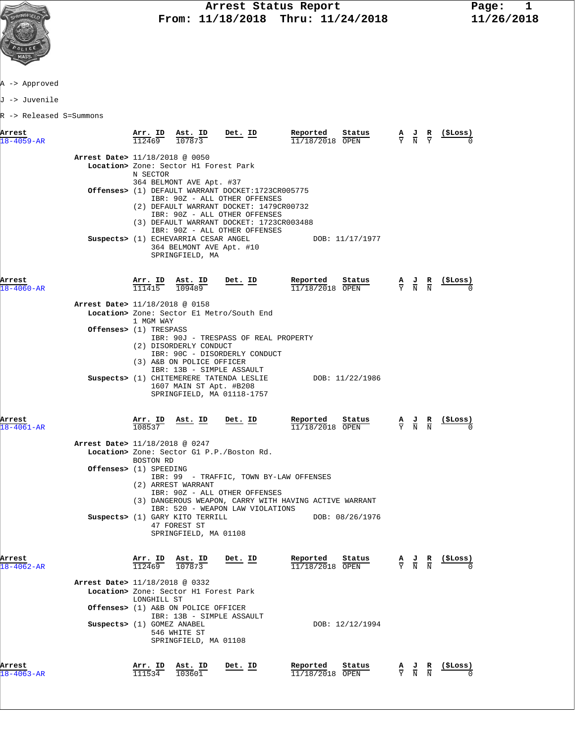# Arrest Status Report

From: 11/18/2018 Thru: 11/24/2018

11/26/2018

A -> Approved

J -> Juvenile

R -> Released S=Summons

| Arrest | Arr. ID | Ast. ID | Det. ID | Reported | Status | A | J | R | ($Loss) |
|---|---|---|---|---|---|---|---|---|---|
| 18-4059-AR | 112469 | 107873 | | 11/18/2018 | OPEN | Y | N | Y | 0 |

**Arrest Date>** 11/18/2018 @ 0050

**Location>** Zone: Sector H1 Forest Park
N SECTOR
364 BELMONT AVE Apt. #37

**Offenses>** (1) DEFAULT WARRANT DOCKET:1723CR005775
IBR: 90Z - ALL OTHER OFFENSES
(2) DEFAULT WARRANT DOCKET: 1479CR00732
IBR: 90Z - ALL OTHER OFFENSES
(3) DEFAULT WARRANT DOCKET: 1723CR003488
IBR: 90Z - ALL OTHER OFFENSES

**Suspects>** (1) ECHEVARRIA CESAR ANGEL DOB: 11/17/1977
364 BELMONT AVE Apt. #10
SPRINGFIELD, MA

| Arrest | Arr. ID | Ast. ID | Det. ID | Reported | Status | A | J | R | ($Loss) |
|---|---|---|---|---|---|---|---|---|---|
| 18-4060-AR | 111415 | 109489 | | 11/18/2018 | OPEN | Y | N | N | 0 |

**Arrest Date>** 11/18/2018 @ 0158

**Location>** Zone: Sector E1 Metro/South End
1 MGM WAY

**Offenses>** (1) TRESPASS
IBR: 90J - TRESPASS OF REAL PROPERTY
(2) DISORDERLY CONDUCT
IBR: 90C - DISORDERLY CONDUCT
(3) A&B ON POLICE OFFICER
IBR: 13B - SIMPLE ASSAULT

**Suspects>** (1) CHITEMERERE TATENDA LESLIE DOB: 11/22/1986
1607 MAIN ST Apt. #B208
SPRINGFIELD, MA 01118-1757

| Arrest | Arr. ID | Ast. ID | Det. ID | Reported | Status | A | J | R | ($Loss) |
|---|---|---|---|---|---|---|---|---|---|
| 18-4061-AR | 108537 | | | 11/18/2018 | OPEN | Y | N | N | 0 |

**Arrest Date>** 11/18/2018 @ 0247

**Location>** Zone: Sector G1 P.P./Boston Rd.
BOSTON RD

**Offenses>** (1) SPEEDING
IBR: 99 - TRAFFIC, TOWN BY-LAW OFFENSES
(2) ARREST WARRANT
IBR: 90Z - ALL OTHER OFFENSES
(3) DANGEROUS WEAPON, CARRY WITH HAVING ACTIVE WARRANT
IBR: 520 - WEAPON LAW VIOLATIONS

**Suspects>** (1) GARY KITO TERRILL DOB: 08/26/1976
47 FOREST ST
SPRINGFIELD, MA 01108

| Arrest | Arr. ID | Ast. ID | Det. ID | Reported | Status | A | J | R | ($Loss) |
|---|---|---|---|---|---|---|---|---|---|
| 18-4062-AR | 112469 | 107873 | | 11/18/2018 | OPEN | Y | N | N | 0 |

**Arrest Date>** 11/18/2018 @ 0332

**Location>** Zone: Sector H1 Forest Park
LONGHILL ST

**Offenses>** (1) A&B ON POLICE OFFICER
IBR: 13B - SIMPLE ASSAULT

**Suspects>** (1) GOMEZ ANABEL DOB: 12/12/1994
546 WHITE ST
SPRINGFIELD, MA 01108

| Arrest | Arr. ID | Ast. ID | Det. ID | Reported | Status | A | J | R | ($Loss) |
|---|---|---|---|---|---|---|---|---|---|
| 18-4063-AR | 111534 | 103601 | | 11/18/2018 | OPEN | Y | N | N | 0 |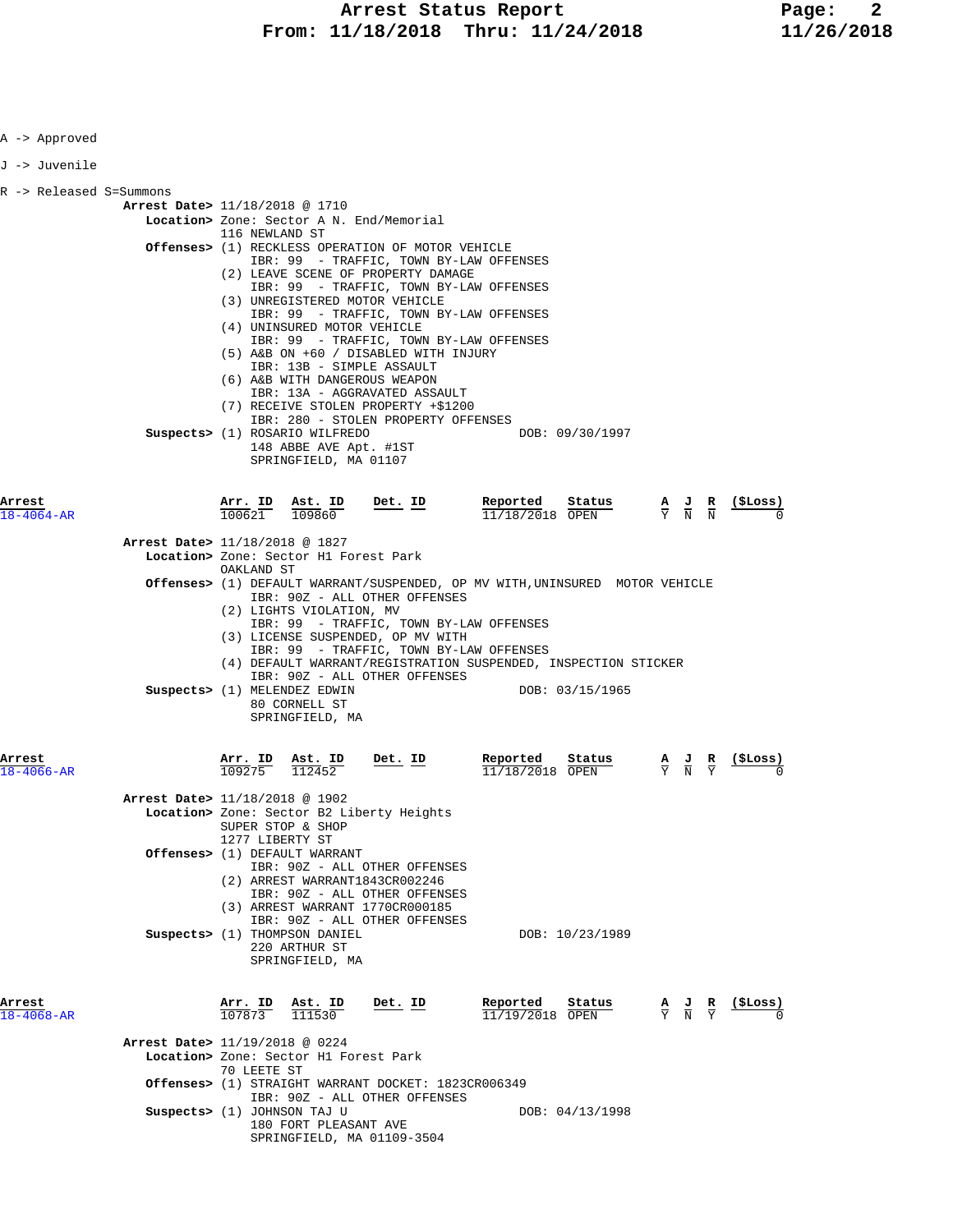A -> Approved

J -> Juvenile

R -> Released S=Summons

**Arrest Date>** 11/18/2018 @ 1710
**Location>** Zone: Sector A N. End/Memorial
116 NEWLAND ST
**Offenses>** (1) RECKLESS OPERATION OF MOTOR VEHICLE
IBR: 99 - TRAFFIC, TOWN BY-LAW OFFENSES
(2) LEAVE SCENE OF PROPERTY DAMAGE
IBR: 99 - TRAFFIC, TOWN BY-LAW OFFENSES
(3) UNREGISTERED MOTOR VEHICLE
IBR: 99 - TRAFFIC, TOWN BY-LAW OFFENSES
(4) UNINSURED MOTOR VEHICLE
IBR: 99 - TRAFFIC, TOWN BY-LAW OFFENSES
(5) A&B ON +60 / DISABLED WITH INJURY
IBR: 13B - SIMPLE ASSAULT
(6) A&B WITH DANGEROUS WEAPON
IBR: 13A - AGGRAVATED ASSAULT
(7) RECEIVE STOLEN PROPERTY +$1200
IBR: 280 - STOLEN PROPERTY OFFENSES
**Suspects>** (1) ROSARIO WILFREDO DOB: 09/30/1997
148 ABBE AVE Apt. #1ST
SPRINGFIELD, MA 01107

| Arrest | Arr. ID | Ast. ID | Det. ID | Reported | Status | A | J | R | ($Loss) |
|---|---|---|---|---|---|---|---|---|---|
| 18-4064-AR | 100621 | 109860 | | 11/18/2018 | OPEN | Y | N | N | 0 |

**Arrest Date>** 11/18/2018 @ 1827
**Location>** Zone: Sector H1 Forest Park
OAKLAND ST
**Offenses>** (1) DEFAULT WARRANT/SUSPENDED, OP MV WITH,UNINSURED MOTOR VEHICLE
IBR: 90Z - ALL OTHER OFFENSES
(2) LIGHTS VIOLATION, MV
IBR: 99 - TRAFFIC, TOWN BY-LAW OFFENSES
(3) LICENSE SUSPENDED, OP MV WITH
IBR: 99 - TRAFFIC, TOWN BY-LAW OFFENSES
(4) DEFAULT WARRANT/REGISTRATION SUSPENDED, INSPECTION STICKER
IBR: 90Z - ALL OTHER OFFENSES
**Suspects>** (1) MELENDEZ EDWIN DOB: 03/15/1965
80 CORNELL ST
SPRINGFIELD, MA

| Arrest | Arr. ID | Ast. ID | Det. ID | Reported | Status | A | J | R | ($Loss) |
|---|---|---|---|---|---|---|---|---|---|
| 18-4066-AR | 109275 | 112452 | | 11/18/2018 | OPEN | Y | N | Y | 0 |

**Arrest Date>** 11/18/2018 @ 1902
**Location>** Zone: Sector B2 Liberty Heights
SUPER STOP & SHOP
1277 LIBERTY ST
**Offenses>** (1) DEFAULT WARRANT
IBR: 90Z - ALL OTHER OFFENSES
(2) ARREST WARRANT1843CR002246
IBR: 90Z - ALL OTHER OFFENSES
(3) ARREST WARRANT 1770CR000185
IBR: 90Z - ALL OTHER OFFENSES
**Suspects>** (1) THOMPSON DANIEL DOB: 10/23/1989
220 ARTHUR ST
SPRINGFIELD, MA

| Arrest | Arr. ID | Ast. ID | Det. ID | Reported | Status | A | J | R | ($Loss) |
|---|---|---|---|---|---|---|---|---|---|
| 18-4068-AR | 107873 | 111530 | | 11/19/2018 | OPEN | Y | N | Y | 0 |

**Arrest Date>** 11/19/2018 @ 0224
**Location>** Zone: Sector H1 Forest Park
70 LEETE ST
**Offenses>** (1) STRAIGHT WARRANT DOCKET: 1823CR006349
IBR: 90Z - ALL OTHER OFFENSES
**Suspects>** (1) JOHNSON TAJ U DOB: 04/13/1998
180 FORT PLEASANT AVE
SPRINGFIELD, MA 01109-3504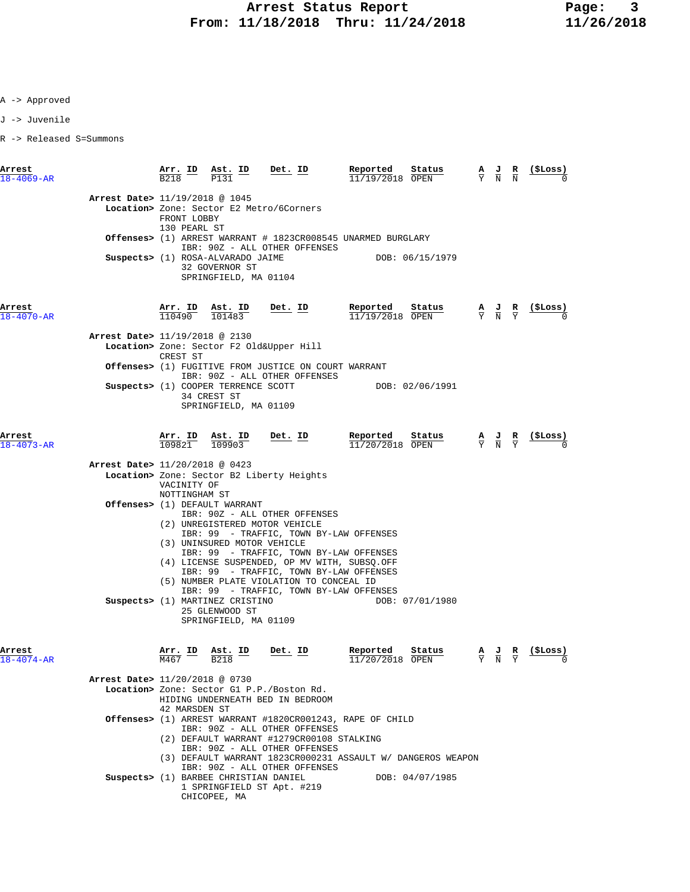# Arrest Status Report
## From: 11/18/2018 Thru: 11/24/2018

A -> Approved

J -> Juvenile

R -> Released S=Summons

| Arrest | Arr. ID | Ast. ID | Det. ID | Reported | Status | A | J | R | ($Loss) |
|---|---|---|---|---|---|---|---|---|---|
| 18-4069-AR | B218 | P131 | | 11/19/2018 | OPEN | Y | N | N | 0 |

**Arrest Date>** 11/19/2018 @ 1045
**Location>** Zone: Sector E2 Metro/6Corners
FRONT LOBBY
130 PEARL ST
**Offenses>** (1) ARREST WARRANT # 1823CR008545 UNARMED BURGLARY
IBR: 90Z - ALL OTHER OFFENSES
**Suspects>** (1) ROSA-ALVARADO JAIME DOB: 06/15/1979
32 GOVERNOR ST
SPRINGFIELD, MA 01104

| Arrest | Arr. ID | Ast. ID | Det. ID | Reported | Status | A | J | R | ($Loss) |
|---|---|---|---|---|---|---|---|---|---|
| 18-4070-AR | 110490 | 101483 | | 11/19/2018 | OPEN | Y | N | Y | 0 |

**Arrest Date>** 11/19/2018 @ 2130
**Location>** Zone: Sector F2 Old&Upper Hill
CREST ST
**Offenses>** (1) FUGITIVE FROM JUSTICE ON COURT WARRANT
IBR: 90Z - ALL OTHER OFFENSES
**Suspects>** (1) COOPER TERRENCE SCOTT DOB: 02/06/1991
34 CREST ST
SPRINGFIELD, MA 01109

| Arrest | Arr. ID | Ast. ID | Det. ID | Reported | Status | A | J | R | ($Loss) |
|---|---|---|---|---|---|---|---|---|---|
| 18-4073-AR | 109821 | 109903 | | 11/20/2018 | OPEN | Y | N | Y | 0 |

**Arrest Date>** 11/20/2018 @ 0423
**Location>** Zone: Sector B2 Liberty Heights
VACINITY OF
NOTTINGHAM ST
**Offenses>** (1) DEFAULT WARRANT
IBR: 90Z - ALL OTHER OFFENSES
(2) UNREGISTERED MOTOR VEHICLE
IBR: 99 - TRAFFIC, TOWN BY-LAW OFFENSES
(3) UNINSURED MOTOR VEHICLE
IBR: 99 - TRAFFIC, TOWN BY-LAW OFFENSES
(4) LICENSE SUSPENDED, OP MV WITH, SUBSQ.OFF
IBR: 99 - TRAFFIC, TOWN BY-LAW OFFENSES
(5) NUMBER PLATE VIOLATION TO CONCEAL ID
IBR: 99 - TRAFFIC, TOWN BY-LAW OFFENSES
**Suspects>** (1) MARTINEZ CRISTINO DOB: 07/01/1980
25 GLENWOOD ST
SPRINGFIELD, MA 01109

| Arrest | Arr. ID | Ast. ID | Det. ID | Reported | Status | A | J | R | ($Loss) |
|---|---|---|---|---|---|---|---|---|---|
| 18-4074-AR | M467 | B218 | | 11/20/2018 | OPEN | Y | N | Y | 0 |

**Arrest Date>** 11/20/2018 @ 0730
**Location>** Zone: Sector G1 P.P./Boston Rd.
HIDING UNDERNEATH BED IN BEDROOM
42 MARSDEN ST
**Offenses>** (1) ARREST WARRANT #1820CR001243, RAPE OF CHILD
IBR: 90Z - ALL OTHER OFFENSES
(2) DEFAULT WARRANT #1279CR00108 STALKING
IBR: 90Z - ALL OTHER OFFENSES
(3) DEFAULT WARRANT 1823CR000231 ASSAULT W/ DANGEROS WEAPON
IBR: 90Z - ALL OTHER OFFENSES
**Suspects>** (1) BARBEE CHRISTIAN DANIEL DOB: 04/07/1985
1 SPRINGFIELD ST Apt. #219
CHICOPEE, MA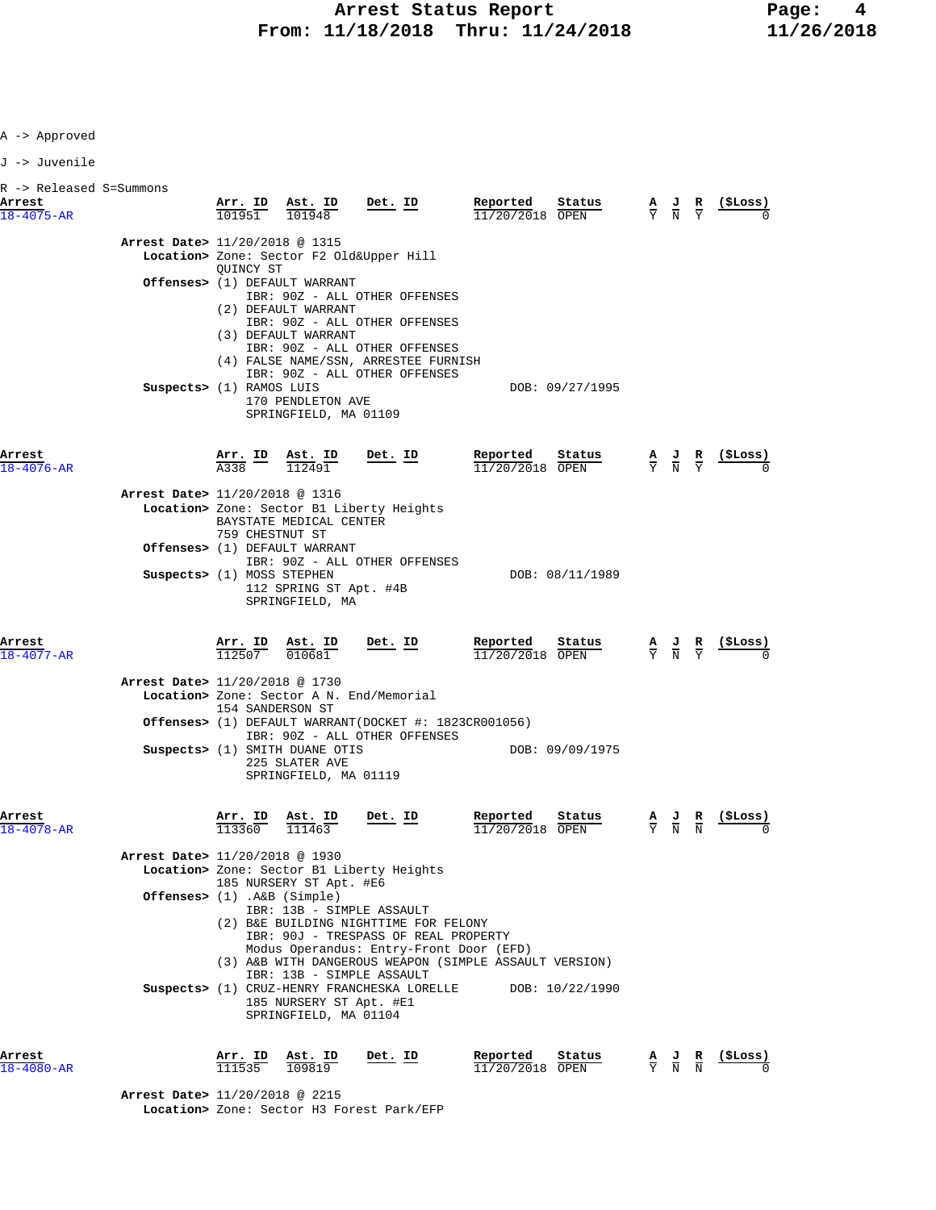A -> Approved

J -> Juvenile

R -> Released S=Summons

| Arrest | Arr. ID | Ast. ID | Det. ID | Reported | Status | A | J | R | ($Loss) |
|---|---|---|---|---|---|---|---|---|---|
| 18-4075-AR | 101951 | 101948 | | 11/20/2018 | OPEN | Y | N | Y | 0 |

**Arrest Date>** 11/20/2018 @ 1315
**Location>** Zone: Sector F2 Old&Upper Hill
QUINCY ST
**Offenses>** (1) DEFAULT WARRANT
IBR: 90Z - ALL OTHER OFFENSES
(2) DEFAULT WARRANT
IBR: 90Z - ALL OTHER OFFENSES
(3) DEFAULT WARRANT
IBR: 90Z - ALL OTHER OFFENSES
(4) FALSE NAME/SSN, ARRESTEE FURNISH
IBR: 90Z - ALL OTHER OFFENSES
**Suspects>** (1) RAMOS LUIS — DOB: 09/27/1995
170 PENDLETON AVE
SPRINGFIELD, MA 01109

| Arrest | Arr. ID | Ast. ID | Det. ID | Reported | Status | A | J | R | ($Loss) |
|---|---|---|---|---|---|---|---|---|---|
| 18-4076-AR | A338 | 112491 | | 11/20/2018 | OPEN | Y | N | Y | 0 |

**Arrest Date>** 11/20/2018 @ 1316
**Location>** Zone: Sector B1 Liberty Heights
BAYSTATE MEDICAL CENTER
759 CHESTNUT ST
**Offenses>** (1) DEFAULT WARRANT
IBR: 90Z - ALL OTHER OFFENSES
**Suspects>** (1) MOSS STEPHEN — DOB: 08/11/1989
112 SPRING ST Apt. #4B
SPRINGFIELD, MA

| Arrest | Arr. ID | Ast. ID | Det. ID | Reported | Status | A | J | R | ($Loss) |
|---|---|---|---|---|---|---|---|---|---|
| 18-4077-AR | 112507 | 010681 | | 11/20/2018 | OPEN | Y | N | Y | 0 |

**Arrest Date>** 11/20/2018 @ 1730
**Location>** Zone: Sector A N. End/Memorial
154 SANDERSON ST
**Offenses>** (1) DEFAULT WARRANT(DOCKET #: 1823CR001056)
IBR: 90Z - ALL OTHER OFFENSES
**Suspects>** (1) SMITH DUANE OTIS — DOB: 09/09/1975
225 SLATER AVE
SPRINGFIELD, MA 01119

| Arrest | Arr. ID | Ast. ID | Det. ID | Reported | Status | A | J | R | ($Loss) |
|---|---|---|---|---|---|---|---|---|---|
| 18-4078-AR | 113360 | 111463 | | 11/20/2018 | OPEN | Y | N | N | 0 |

**Arrest Date>** 11/20/2018 @ 1930
**Location>** Zone: Sector B1 Liberty Heights
185 NURSERY ST Apt. #E6
**Offenses>** (1) .A&B (Simple)
IBR: 13B - SIMPLE ASSAULT
(2) B&E BUILDING NIGHTTIME FOR FELONY
IBR: 90J - TRESPASS OF REAL PROPERTY
Modus Operandus: Entry-Front Door (EFD)
(3) A&B WITH DANGEROUS WEAPON (SIMPLE ASSAULT VERSION)
IBR: 13B - SIMPLE ASSAULT
**Suspects>** (1) CRUZ-HENRY FRANCHESKA LORELLE — DOB: 10/22/1990
185 NURSERY ST Apt. #E1
SPRINGFIELD, MA 01104

| Arrest | Arr. ID | Ast. ID | Det. ID | Reported | Status | A | J | R | ($Loss) |
|---|---|---|---|---|---|---|---|---|---|
| 18-4080-AR | 111535 | 109819 | | 11/20/2018 | OPEN | Y | N | N | 0 |

**Arrest Date>** 11/20/2018 @ 2215
**Location>** Zone: Sector H3 Forest Park/EFP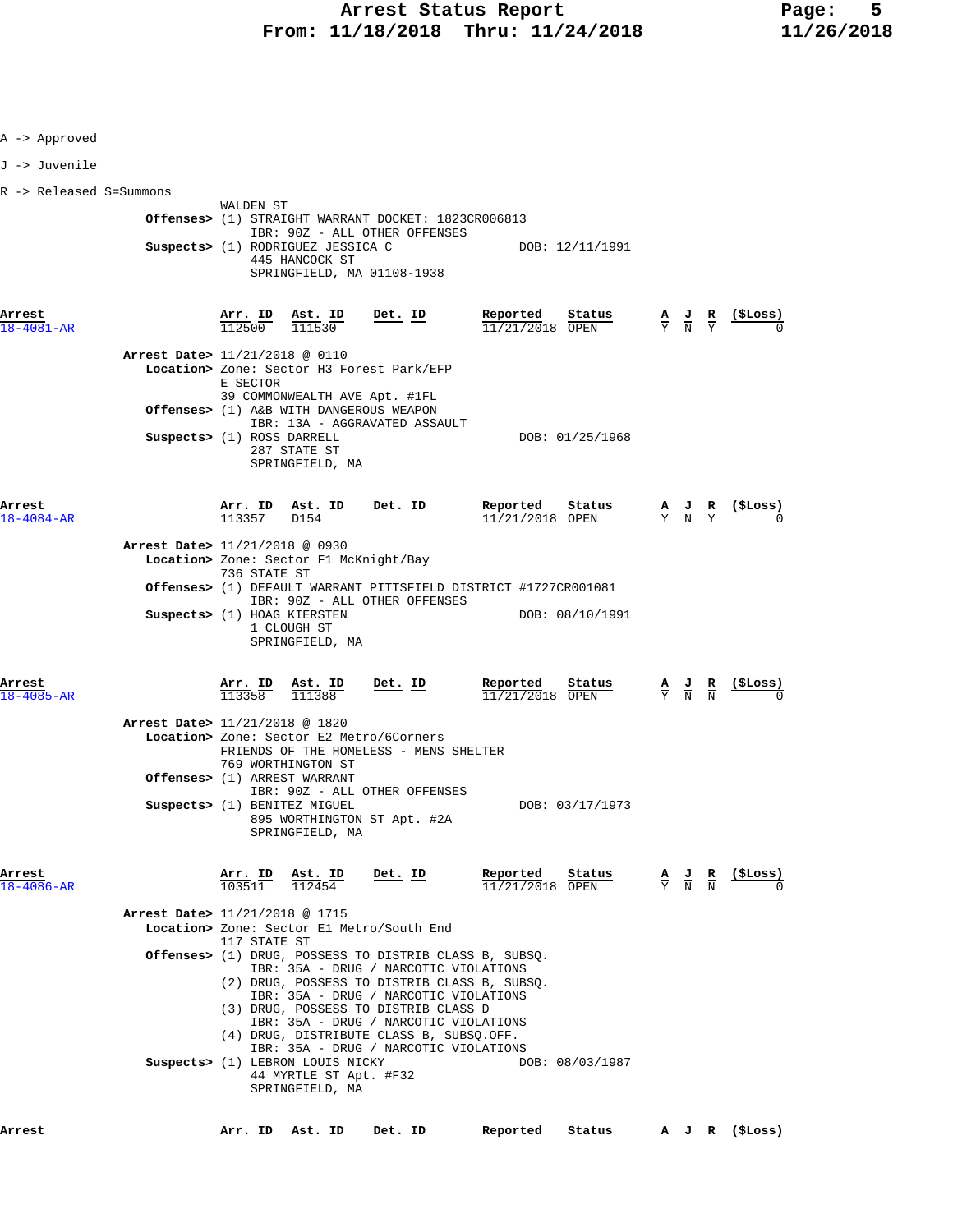A -> Approved

J -> Juvenile

R -> Released S=Summons

WALDEN ST

**Offenses>** (1) STRAIGHT WARRANT DOCKET: 1823CR006813
IBR: 90Z - ALL OTHER OFFENSES

**Suspects>** (1) RODRIGUEZ JESSICA C DOB: 12/11/1991
445 HANCOCK ST
SPRINGFIELD, MA 01108-1938

| Arrest | Arr. ID | Ast. ID | Det. ID | Reported | Status | A | J | R | ($Loss) |
|---|---|---|---|---|---|---|---|---|---|
| 18-4081-AR | 112500 | 111530 | | 11/21/2018 | OPEN | Y | N | Y | 0 |

**Arrest Date>** 11/21/2018 @ 0110

**Location>** Zone: Sector H3 Forest Park/EFP
E SECTOR
39 COMMONWEALTH AVE Apt. #1FL

**Offenses>** (1) A&B WITH DANGEROUS WEAPON
IBR: 13A - AGGRAVATED ASSAULT

**Suspects>** (1) ROSS DARRELL DOB: 01/25/1968
287 STATE ST
SPRINGFIELD, MA

| Arrest | Arr. ID | Ast. ID | Det. ID | Reported | Status | A | J | R | ($Loss) |
|---|---|---|---|---|---|---|---|---|---|
| 18-4084-AR | 113357 | D154 | | 11/21/2018 | OPEN | Y | N | Y | 0 |

**Arrest Date>** 11/21/2018 @ 0930

**Location>** Zone: Sector F1 McKnight/Bay
736 STATE ST

**Offenses>** (1) DEFAULT WARRANT PITTSFIELD DISTRICT #1727CR001081
IBR: 90Z - ALL OTHER OFFENSES

**Suspects>** (1) HOAG KIERSTEN DOB: 08/10/1991
1 CLOUGH ST
SPRINGFIELD, MA

| Arrest | Arr. ID | Ast. ID | Det. ID | Reported | Status | A | J | R | ($Loss) |
|---|---|---|---|---|---|---|---|---|---|
| 18-4085-AR | 113358 | 111388 | | 11/21/2018 | OPEN | Y | N | N | 0 |

**Arrest Date>** 11/21/2018 @ 1820

**Location>** Zone: Sector E2 Metro/6Corners
FRIENDS OF THE HOMELESS - MENS SHELTER
769 WORTHINGTON ST

**Offenses>** (1) ARREST WARRANT
IBR: 90Z - ALL OTHER OFFENSES

**Suspects>** (1) BENITEZ MIGUEL DOB: 03/17/1973
895 WORTHINGTON ST Apt. #2A
SPRINGFIELD, MA

| Arrest | Arr. ID | Ast. ID | Det. ID | Reported | Status | A | J | R | ($Loss) |
|---|---|---|---|---|---|---|---|---|---|
| 18-4086-AR | 103511 | 112454 | | 11/21/2018 | OPEN | Y | N | N | 0 |

**Arrest Date>** 11/21/2018 @ 1715

**Location>** Zone: Sector E1 Metro/South End
117 STATE ST

**Offenses>** (1) DRUG, POSSESS TO DISTRIB CLASS B, SUBSQ.
IBR: 35A - DRUG / NARCOTIC VIOLATIONS
(2) DRUG, POSSESS TO DISTRIB CLASS B, SUBSQ.
IBR: 35A - DRUG / NARCOTIC VIOLATIONS
(3) DRUG, POSSESS TO DISTRIB CLASS D
IBR: 35A - DRUG / NARCOTIC VIOLATIONS
(4) DRUG, DISTRIBUTE CLASS B, SUBSQ.OFF.
IBR: 35A - DRUG / NARCOTIC VIOLATIONS

**Suspects>** (1) LEBRON LOUIS NICKY DOB: 08/03/1987
44 MYRTLE ST Apt. #F32
SPRINGFIELD, MA

| Arrest | Arr. ID | Ast. ID | Det. ID | Reported | Status | A | J | R | ($Loss) |
|---|---|---|---|---|---|---|---|---|---|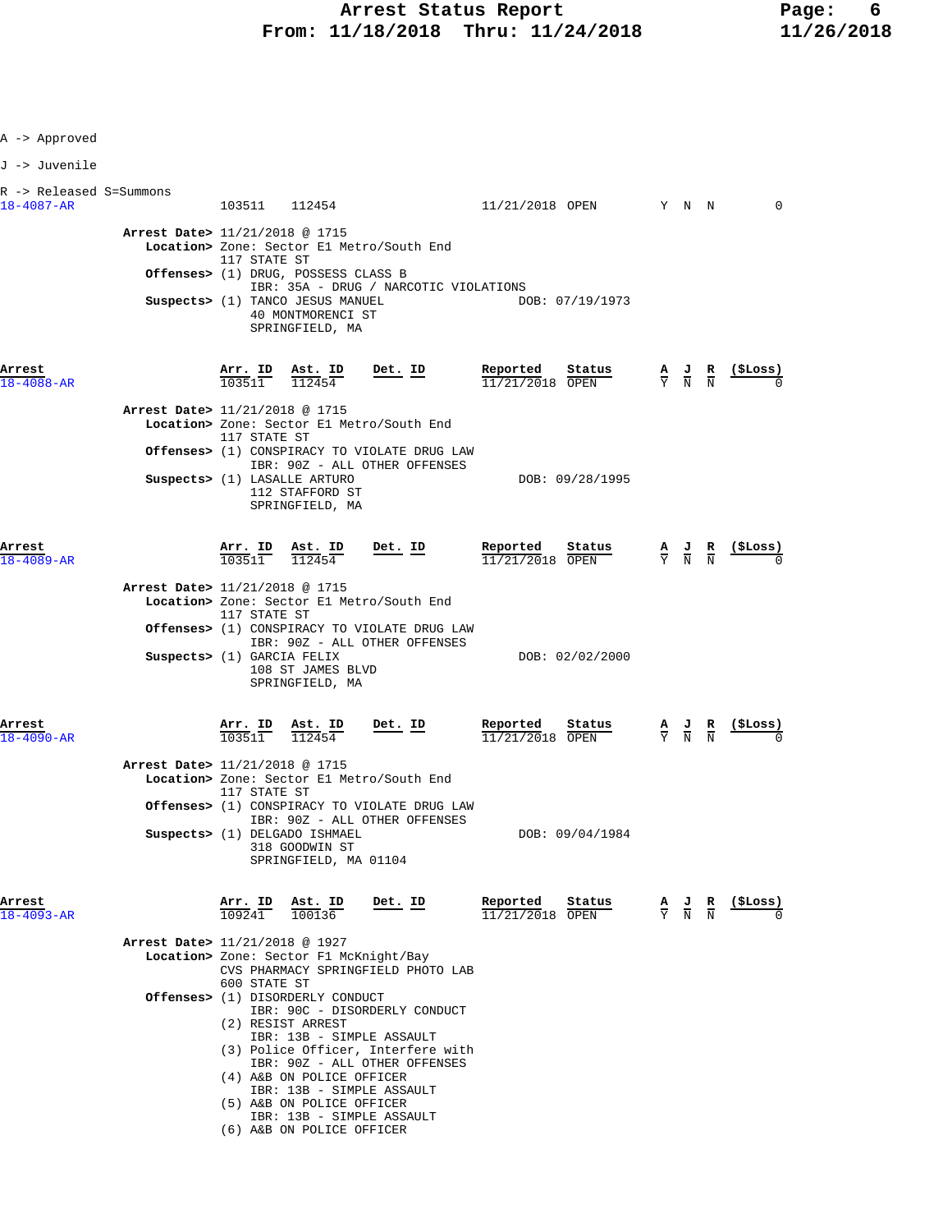A -> Approved

J -> Juvenile

R -> Released S=Summons

| Arrest | Arr. ID | Ast. ID | Det. ID | Reported | Status | A | J | R | ($Loss) |
|---|---|---|---|---|---|---|---|---|---|
| 18-4087-AR | 103511 | 112454 | | 11/21/2018 | OPEN | Y | N | N | 0 |

**Arrest Date>** 11/21/2018 @ 1715
**Location>** Zone: Sector E1 Metro/South End
117 STATE ST
**Offenses>** (1) DRUG, POSSESS CLASS B
IBR: 35A - DRUG / NARCOTIC VIOLATIONS
**Suspects>** (1) TANCO JESUS MANUEL DOB: 07/19/1973
40 MONTMORENCI ST
SPRINGFIELD, MA

| Arrest | Arr. ID | Ast. ID | Det. ID | Reported | Status | A | J | R | ($Loss) |
|---|---|---|---|---|---|---|---|---|---|
| 18-4088-AR | 103511 | 112454 | | 11/21/2018 | OPEN | Y | N | N | 0 |

**Arrest Date>** 11/21/2018 @ 1715
**Location>** Zone: Sector E1 Metro/South End
117 STATE ST
**Offenses>** (1) CONSPIRACY TO VIOLATE DRUG LAW
IBR: 90Z - ALL OTHER OFFENSES
**Suspects>** (1) LASALLE ARTURO DOB: 09/28/1995
112 STAFFORD ST
SPRINGFIELD, MA

| Arrest | Arr. ID | Ast. ID | Det. ID | Reported | Status | A | J | R | ($Loss) |
|---|---|---|---|---|---|---|---|---|---|
| 18-4089-AR | 103511 | 112454 | | 11/21/2018 | OPEN | Y | N | N | 0 |

**Arrest Date>** 11/21/2018 @ 1715
**Location>** Zone: Sector E1 Metro/South End
117 STATE ST
**Offenses>** (1) CONSPIRACY TO VIOLATE DRUG LAW
IBR: 90Z - ALL OTHER OFFENSES
**Suspects>** (1) GARCIA FELIX DOB: 02/02/2000
108 ST JAMES BLVD
SPRINGFIELD, MA

| Arrest | Arr. ID | Ast. ID | Det. ID | Reported | Status | A | J | R | ($Loss) |
|---|---|---|---|---|---|---|---|---|---|
| 18-4090-AR | 103511 | 112454 | | 11/21/2018 | OPEN | Y | N | N | 0 |

**Arrest Date>** 11/21/2018 @ 1715
**Location>** Zone: Sector E1 Metro/South End
117 STATE ST
**Offenses>** (1) CONSPIRACY TO VIOLATE DRUG LAW
IBR: 90Z - ALL OTHER OFFENSES
**Suspects>** (1) DELGADO ISHMAEL DOB: 09/04/1984
318 GOODWIN ST
SPRINGFIELD, MA 01104

| Arrest | Arr. ID | Ast. ID | Det. ID | Reported | Status | A | J | R | ($Loss) |
|---|---|---|---|---|---|---|---|---|---|
| 18-4093-AR | 109241 | 100136 | | 11/21/2018 | OPEN | Y | N | N | 0 |

**Arrest Date>** 11/21/2018 @ 1927
**Location>** Zone: Sector F1 McKnight/Bay
CVS PHARMACY SPRINGFIELD PHOTO LAB
600 STATE ST
**Offenses>** (1) DISORDERLY CONDUCT
IBR: 90C - DISORDERLY CONDUCT
(2) RESIST ARREST
IBR: 13B - SIMPLE ASSAULT
(3) Police Officer, Interfere with
IBR: 90Z - ALL OTHER OFFENSES
(4) A&B ON POLICE OFFICER
IBR: 13B - SIMPLE ASSAULT
(5) A&B ON POLICE OFFICER
IBR: 13B - SIMPLE ASSAULT
(6) A&B ON POLICE OFFICER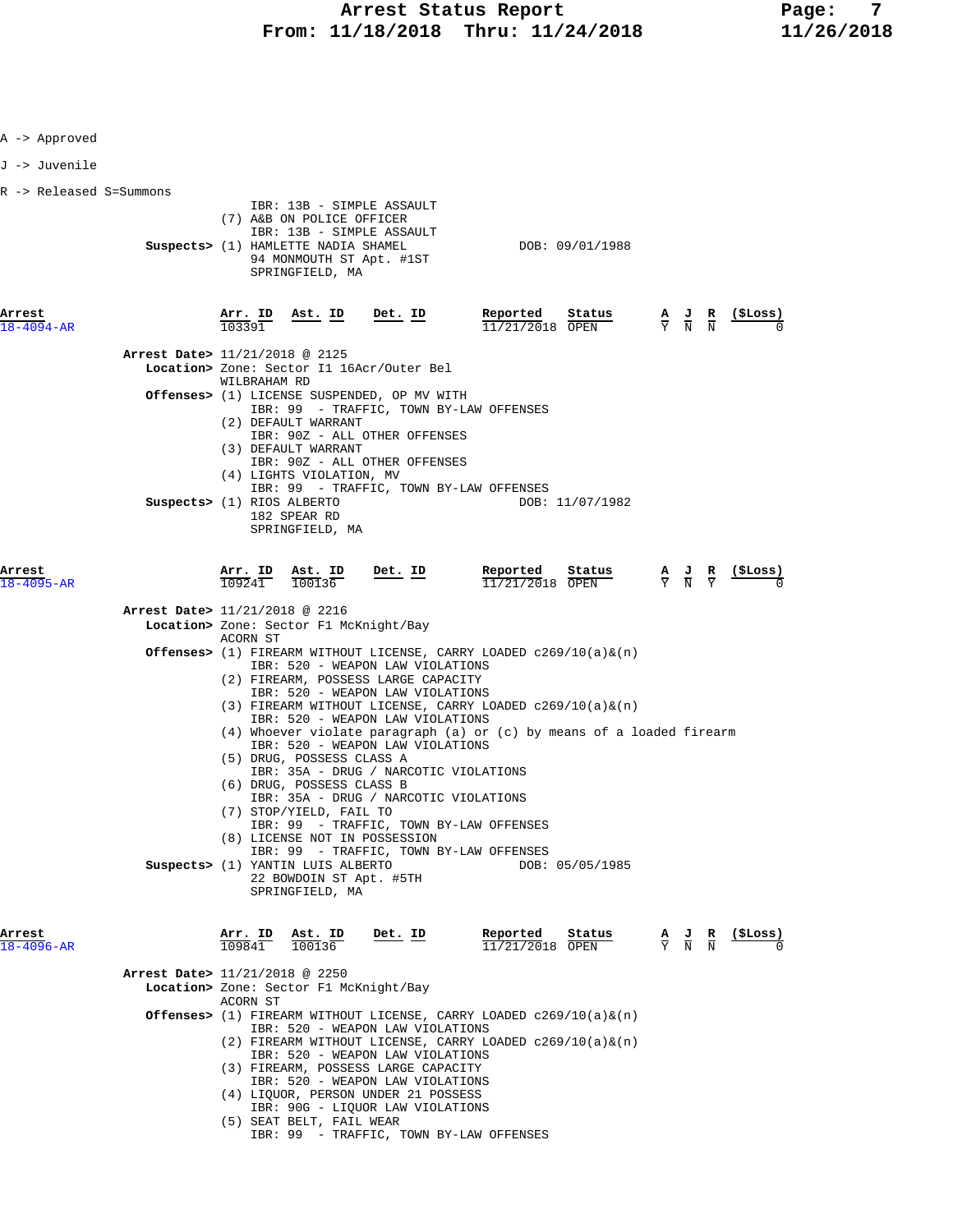A -> Approved

J -> Juvenile

R -> Released S=Summons

IBR: 13B - SIMPLE ASSAULT
(7) A&B ON POLICE OFFICER
IBR: 13B - SIMPLE ASSAULT

**Suspects>** (1) HAMLETTE NADIA SHAMEL DOB: 09/01/1988
94 MONMOUTH ST Apt. #1ST
SPRINGFIELD, MA

| Arrest | Arr. ID | Ast. ID | Det. ID | Reported | Status | A | J | R | ($Loss) |
|---|---|---|---|---|---|---|---|---|---|
| 18-4094-AR | 103391 | | | 11/21/2018 | OPEN | Y | N | N | 0 |

**Arrest Date>** 11/21/2018 @ 2125
**Location>** Zone: Sector I1 16Acr/Outer Bel
WILBRAHAM RD
**Offenses>** (1) LICENSE SUSPENDED, OP MV WITH
IBR: 99 - TRAFFIC, TOWN BY-LAW OFFENSES
(2) DEFAULT WARRANT
IBR: 90Z - ALL OTHER OFFENSES
(3) DEFAULT WARRANT
IBR: 90Z - ALL OTHER OFFENSES
(4) LIGHTS VIOLATION, MV
IBR: 99 - TRAFFIC, TOWN BY-LAW OFFENSES
**Suspects>** (1) RIOS ALBERTO DOB: 11/07/1982
182 SPEAR RD
SPRINGFIELD, MA

| Arrest | Arr. ID | Ast. ID | Det. ID | Reported | Status | A | J | R | ($Loss) |
|---|---|---|---|---|---|---|---|---|---|
| 18-4095-AR | 109241 | 100136 | | 11/21/2018 | OPEN | Y | N | Y | 0 |

**Arrest Date>** 11/21/2018 @ 2216
**Location>** Zone: Sector F1 McKnight/Bay
ACORN ST
**Offenses>** (1) FIREARM WITHOUT LICENSE, CARRY LOADED c269/10(a)&(n)
IBR: 520 - WEAPON LAW VIOLATIONS
(2) FIREARM, POSSESS LARGE CAPACITY
IBR: 520 - WEAPON LAW VIOLATIONS
(3) FIREARM WITHOUT LICENSE, CARRY LOADED c269/10(a)&(n)
IBR: 520 - WEAPON LAW VIOLATIONS
(4) Whoever violate paragraph (a) or (c) by means of a loaded firearm
IBR: 520 - WEAPON LAW VIOLATIONS
(5) DRUG, POSSESS CLASS A
IBR: 35A - DRUG / NARCOTIC VIOLATIONS
(6) DRUG, POSSESS CLASS B
IBR: 35A - DRUG / NARCOTIC VIOLATIONS
(7) STOP/YIELD, FAIL TO
IBR: 99 - TRAFFIC, TOWN BY-LAW OFFENSES
(8) LICENSE NOT IN POSSESSION
IBR: 99 - TRAFFIC, TOWN BY-LAW OFFENSES
**Suspects>** (1) YANTIN LUIS ALBERTO DOB: 05/05/1985
22 BOWDOIN ST Apt. #5TH
SPRINGFIELD, MA

| Arrest | Arr. ID | Ast. ID | Det. ID | Reported | Status | A | J | R | ($Loss) |
|---|---|---|---|---|---|---|---|---|---|
| 18-4096-AR | 109841 | 100136 | | 11/21/2018 | OPEN | Y | N | N | 0 |

**Arrest Date>** 11/21/2018 @ 2250
**Location>** Zone: Sector F1 McKnight/Bay
ACORN ST
**Offenses>** (1) FIREARM WITHOUT LICENSE, CARRY LOADED c269/10(a)&(n)
IBR: 520 - WEAPON LAW VIOLATIONS
(2) FIREARM WITHOUT LICENSE, CARRY LOADED c269/10(a)&(n)
IBR: 520 - WEAPON LAW VIOLATIONS
(3) FIREARM, POSSESS LARGE CAPACITY
IBR: 520 - WEAPON LAW VIOLATIONS
(4) LIQUOR, PERSON UNDER 21 POSSESS
IBR: 90G - LIQUOR LAW VIOLATIONS
(5) SEAT BELT, FAIL WEAR
IBR: 99 - TRAFFIC, TOWN BY-LAW OFFENSES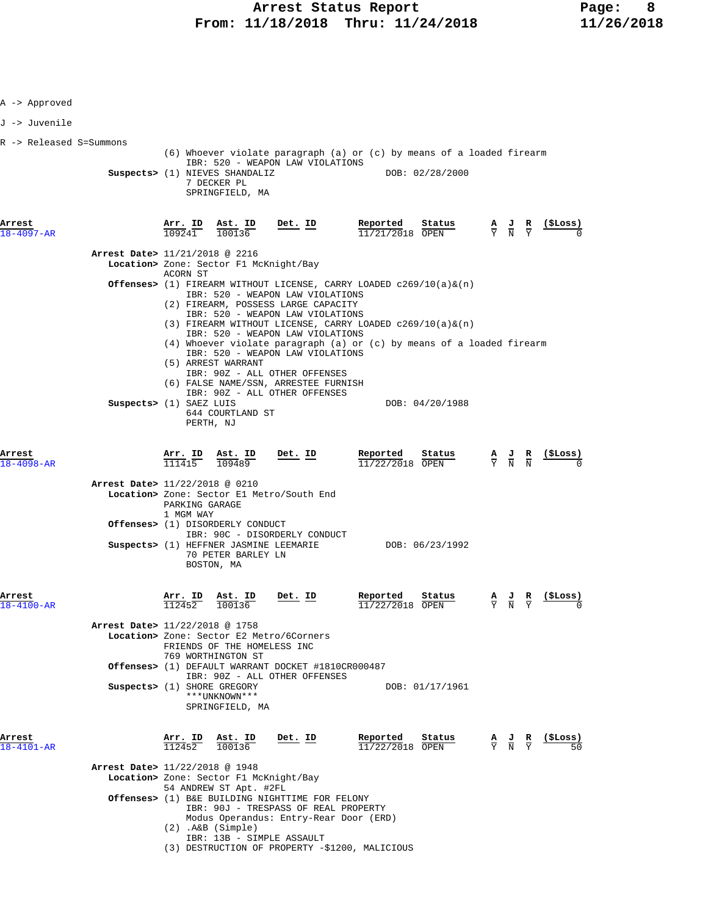A -> Approved

J -> Juvenile

R -> Released S=Summons

(6) Whoever violate paragraph (a) or (c) by means of a loaded firearm
IBR: 520 - WEAPON LAW VIOLATIONS

**Suspects>** (1) NIEVES SHANDALIZ DOB: 02/28/2000
7 DECKER PL
SPRINGFIELD, MA

| Arrest | Arr. ID | Ast. ID | Det. ID | Reported | Status | A | J | R | ($Loss) |
|---|---|---|---|---|---|---|---|---|---|
| 18-4097-AR | 109241 | 100136 | | 11/21/2018 | OPEN | Y | N | Y | 0 |

**Arrest Date>** 11/21/2018 @ 2216
**Location>** Zone: Sector F1 McKnight/Bay
ACORN ST
**Offenses>** (1) FIREARM WITHOUT LICENSE, CARRY LOADED c269/10(a)&(n)
IBR: 520 - WEAPON LAW VIOLATIONS
(2) FIREARM, POSSESS LARGE CAPACITY
IBR: 520 - WEAPON LAW VIOLATIONS
(3) FIREARM WITHOUT LICENSE, CARRY LOADED c269/10(a)&(n)
IBR: 520 - WEAPON LAW VIOLATIONS
(4) Whoever violate paragraph (a) or (c) by means of a loaded firearm
IBR: 520 - WEAPON LAW VIOLATIONS
(5) ARREST WARRANT
IBR: 90Z - ALL OTHER OFFENSES
(6) FALSE NAME/SSN, ARRESTEE FURNISH
IBR: 90Z - ALL OTHER OFFENSES
**Suspects>** (1) SAEZ LUIS DOB: 04/20/1988
644 COURTLAND ST
PERTH, NJ

| Arrest | Arr. ID | Ast. ID | Det. ID | Reported | Status | A | J | R | ($Loss) |
|---|---|---|---|---|---|---|---|---|---|
| 18-4098-AR | 111415 | 109489 | | 11/22/2018 | OPEN | Y | N | N | 0 |

**Arrest Date>** 11/22/2018 @ 0210
**Location>** Zone: Sector E1 Metro/South End
PARKING GARAGE
1 MGM WAY
**Offenses>** (1) DISORDERLY CONDUCT
IBR: 90C - DISORDERLY CONDUCT
**Suspects>** (1) HEFFNER JASMINE LEEMARIE DOB: 06/23/1992
70 PETER BARLEY LN
BOSTON, MA

| Arrest | Arr. ID | Ast. ID | Det. ID | Reported | Status | A | J | R | ($Loss) |
|---|---|---|---|---|---|---|---|---|---|
| 18-4100-AR | 112452 | 100136 | | 11/22/2018 | OPEN | Y | N | Y | 0 |

**Arrest Date>** 11/22/2018 @ 1758
**Location>** Zone: Sector E2 Metro/6Corners
FRIENDS OF THE HOMELESS INC
769 WORTHINGTON ST
**Offenses>** (1) DEFAULT WARRANT DOCKET #1810CR000487
IBR: 90Z - ALL OTHER OFFENSES
**Suspects>** (1) SHORE GREGORY DOB: 01/17/1961
\*\*\*UNKNOWN\*\*\*
SPRINGFIELD, MA

| Arrest | Arr. ID | Ast. ID | Det. ID | Reported | Status | A | J | R | ($Loss) |
|---|---|---|---|---|---|---|---|---|---|
| 18-4101-AR | 112452 | 100136 | | 11/22/2018 | OPEN | Y | N | Y | 50 |

**Arrest Date>** 11/22/2018 @ 1948
**Location>** Zone: Sector F1 McKnight/Bay
54 ANDREW ST Apt. #2FL
**Offenses>** (1) B&E BUILDING NIGHTTIME FOR FELONY
IBR: 90J - TRESPASS OF REAL PROPERTY
Modus Operandus: Entry-Rear Door (ERD)
(2) .A&B (Simple)
IBR: 13B - SIMPLE ASSAULT
(3) DESTRUCTION OF PROPERTY -$1200, MALICIOUS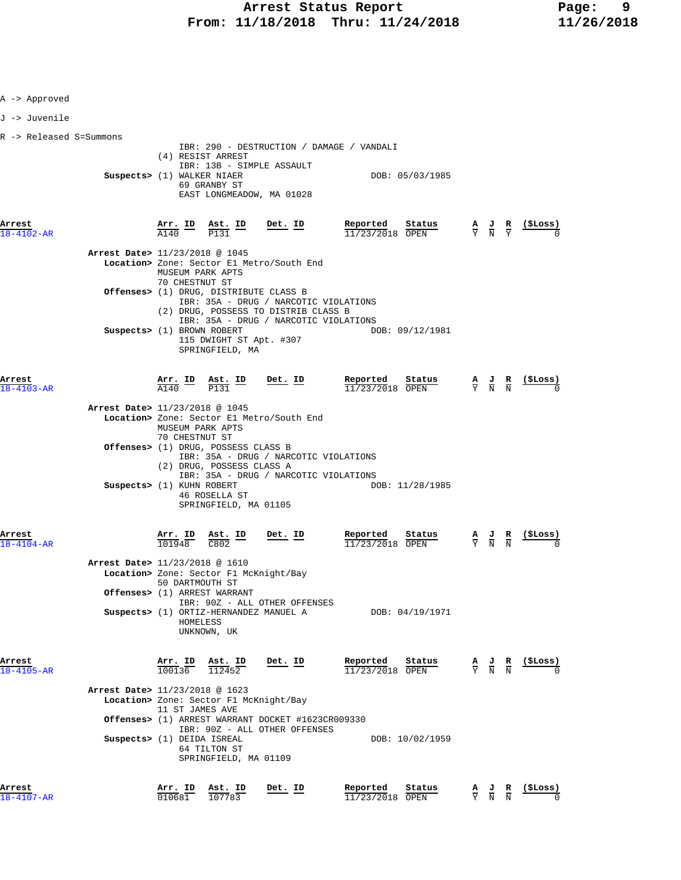A -> Approved

J -> Juvenile

R -> Released S=Summons

IBR: 290 - DESTRUCTION / DAMAGE / VANDALI
(4) RESIST ARREST
IBR: 13B - SIMPLE ASSAULT

**Suspects>** (1) WALKER NIAER — DOB: 05/03/1985
69 GRANBY ST
EAST LONGMEADOW, MA 01028

| Arrest | Arr. ID | Ast. ID | Det. ID | Reported | Status | A | J | R | ($Loss) |
|---|---|---|---|---|---|---|---|---|---|
| 18-4102-AR | A140 | P131 | | 11/23/2018 | OPEN | Y | N | Y | 0 |

**Arrest Date>** 11/23/2018 @ 1045
**Location>** Zone: Sector E1 Metro/South End
MUSEUM PARK APTS
70 CHESTNUT ST
**Offenses>** (1) DRUG, DISTRIBUTE CLASS B
IBR: 35A - DRUG / NARCOTIC VIOLATIONS
(2) DRUG, POSSESS TO DISTRIB CLASS B
IBR: 35A - DRUG / NARCOTIC VIOLATIONS
**Suspects>** (1) BROWN ROBERT — DOB: 09/12/1981
115 DWIGHT ST Apt. #307
SPRINGFIELD, MA

| Arrest | Arr. ID | Ast. ID | Det. ID | Reported | Status | A | J | R | ($Loss) |
|---|---|---|---|---|---|---|---|---|---|
| 18-4103-AR | A140 | P131 | | 11/23/2018 | OPEN | Y | N | N | 0 |

**Arrest Date>** 11/23/2018 @ 1045
**Location>** Zone: Sector E1 Metro/South End
MUSEUM PARK APTS
70 CHESTNUT ST
**Offenses>** (1) DRUG, POSSESS CLASS B
IBR: 35A - DRUG / NARCOTIC VIOLATIONS
(2) DRUG, POSSESS CLASS A
IBR: 35A - DRUG / NARCOTIC VIOLATIONS
**Suspects>** (1) KUHN ROBERT — DOB: 11/28/1985
46 ROSELLA ST
SPRINGFIELD, MA 01105

| Arrest | Arr. ID | Ast. ID | Det. ID | Reported | Status | A | J | R | ($Loss) |
|---|---|---|---|---|---|---|---|---|---|
| 18-4104-AR | 101948 | C802 | | 11/23/2018 | OPEN | Y | N | N | 0 |

**Arrest Date>** 11/23/2018 @ 1610
**Location>** Zone: Sector F1 McKnight/Bay
50 DARTMOUTH ST
**Offenses>** (1) ARREST WARRANT
IBR: 90Z - ALL OTHER OFFENSES
**Suspects>** (1) ORTIZ-HERNANDEZ MANUEL A — DOB: 04/19/1971
HOMELESS
UNKNOWN, UK

| Arrest | Arr. ID | Ast. ID | Det. ID | Reported | Status | A | J | R | ($Loss) |
|---|---|---|---|---|---|---|---|---|---|
| 18-4105-AR | 100136 | 112452 | | 11/23/2018 | OPEN | Y | N | N | 0 |

**Arrest Date>** 11/23/2018 @ 1623
**Location>** Zone: Sector F1 McKnight/Bay
11 ST JAMES AVE
**Offenses>** (1) ARREST WARRANT DOCKET #1623CR009330
IBR: 90Z - ALL OTHER OFFENSES
**Suspects>** (1) DEIDA ISREAL — DOB: 10/02/1959
64 TILTON ST
SPRINGFIELD, MA 01109

| Arrest | Arr. ID | Ast. ID | Det. ID | Reported | Status | A | J | R | ($Loss) |
|---|---|---|---|---|---|---|---|---|---|
| 18-4107-AR | 010681 | 107783 | | 11/23/2018 | OPEN | Y | N | N | 0 |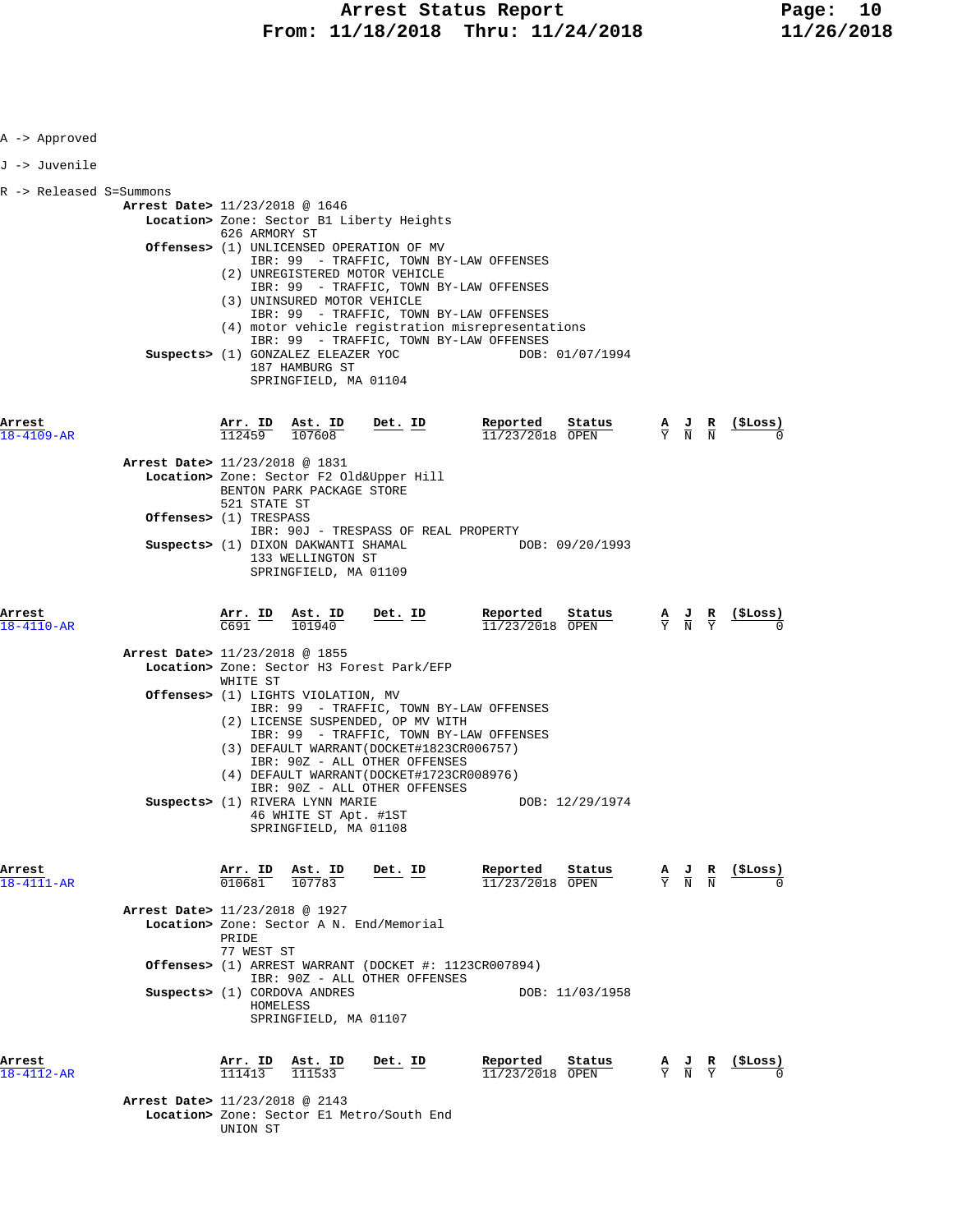A -> Approved

J -> Juvenile

R -> Released S=Summons

**Arrest Date>** 11/23/2018 @ 1646
**Location>** Zone: Sector B1 Liberty Heights
626 ARMORY ST
**Offenses>** (1) UNLICENSED OPERATION OF MV
IBR: 99 - TRAFFIC, TOWN BY-LAW OFFENSES
(2) UNREGISTERED MOTOR VEHICLE
IBR: 99 - TRAFFIC, TOWN BY-LAW OFFENSES
(3) UNINSURED MOTOR VEHICLE
IBR: 99 - TRAFFIC, TOWN BY-LAW OFFENSES
(4) motor vehicle registration misrepresentations
IBR: 99 - TRAFFIC, TOWN BY-LAW OFFENSES
**Suspects>** (1) GONZALEZ ELEAZER YOC DOB: 01/07/1994
187 HAMBURG ST
SPRINGFIELD, MA 01104

| Arrest | Arr. ID | Ast. ID | Det. ID | Reported | Status | A | J | R | ($Loss) |
|---|---|---|---|---|---|---|---|---|---|
| 18-4109-AR | 112459 | 107608 | | 11/23/2018 | OPEN | Y | N | N | 0 |

**Arrest Date>** 11/23/2018 @ 1831
**Location>** Zone: Sector F2 Old&Upper Hill
BENTON PARK PACKAGE STORE
521 STATE ST
**Offenses>** (1) TRESPASS
IBR: 90J - TRESPASS OF REAL PROPERTY
**Suspects>** (1) DIXON DAKWANTI SHAMAL DOB: 09/20/1993
133 WELLINGTON ST
SPRINGFIELD, MA 01109

| Arrest | Arr. ID | Ast. ID | Det. ID | Reported | Status | A | J | R | ($Loss) |
|---|---|---|---|---|---|---|---|---|---|
| 18-4110-AR | C691 | 101940 | | 11/23/2018 | OPEN | Y | N | Y | 0 |

**Arrest Date>** 11/23/2018 @ 1855
**Location>** Zone: Sector H3 Forest Park/EFP
WHITE ST
**Offenses>** (1) LIGHTS VIOLATION, MV
IBR: 99 - TRAFFIC, TOWN BY-LAW OFFENSES
(2) LICENSE SUSPENDED, OP MV WITH
IBR: 99 - TRAFFIC, TOWN BY-LAW OFFENSES
(3) DEFAULT WARRANT(DOCKET#1823CR006757)
IBR: 90Z - ALL OTHER OFFENSES
(4) DEFAULT WARRANT(DOCKET#1723CR008976)
IBR: 90Z - ALL OTHER OFFENSES
**Suspects>** (1) RIVERA LYNN MARIE DOB: 12/29/1974
46 WHITE ST Apt. #1ST
SPRINGFIELD, MA 01108

| Arrest | Arr. ID | Ast. ID | Det. ID | Reported | Status | A | J | R | ($Loss) |
|---|---|---|---|---|---|---|---|---|---|
| 18-4111-AR | 010681 | 107783 | | 11/23/2018 | OPEN | Y | N | N | 0 |

**Arrest Date>** 11/23/2018 @ 1927
**Location>** Zone: Sector A N. End/Memorial
PRIDE
77 WEST ST
**Offenses>** (1) ARREST WARRANT (DOCKET #: 1123CR007894)
IBR: 90Z - ALL OTHER OFFENSES
**Suspects>** (1) CORDOVA ANDRES DOB: 11/03/1958
HOMELESS
SPRINGFIELD, MA 01107

| Arrest | Arr. ID | Ast. ID | Det. ID | Reported | Status | A | J | R | ($Loss) |
|---|---|---|---|---|---|---|---|---|---|
| 18-4112-AR | 111413 | 111533 | | 11/23/2018 | OPEN | Y | N | Y | 0 |

**Arrest Date>** 11/23/2018 @ 2143
**Location>** Zone: Sector E1 Metro/South End
UNION ST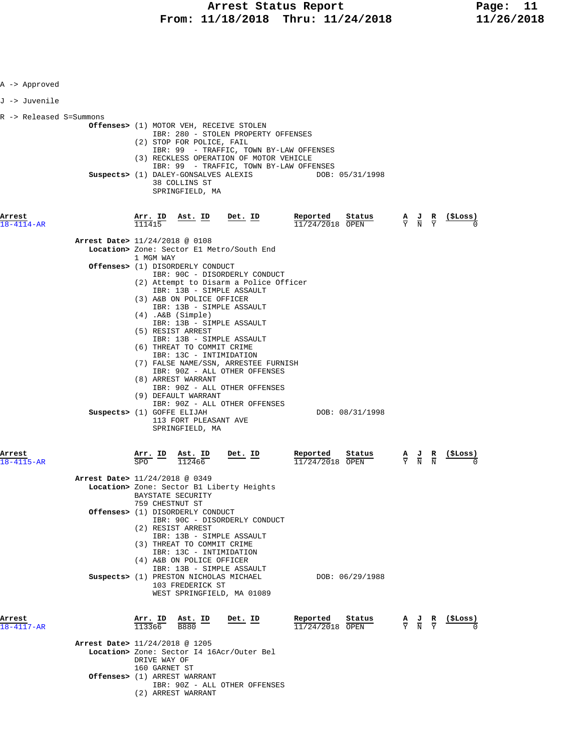A -> Approved

J -> Juvenile

R -> Released S=Summons

**Offenses>** (1) MOTOR VEH, RECEIVE STOLEN
IBR: 280 - STOLEN PROPERTY OFFENSES
(2) STOP FOR POLICE, FAIL
IBR: 99 - TRAFFIC, TOWN BY-LAW OFFENSES
(3) RECKLESS OPERATION OF MOTOR VEHICLE
IBR: 99 - TRAFFIC, TOWN BY-LAW OFFENSES

**Suspects>** (1) DALEY-GONSALVES ALEXIS DOB: 05/31/1998
38 COLLINS ST
SPRINGFIELD, MA

| Arrest | Arr. ID | Ast. ID | Det. ID | Reported | Status | A | J | R | ($Loss) |
|---|---|---|---|---|---|---|---|---|---|
| 18-4114-AR | 111415 | | | 11/24/2018 | OPEN | Y | N | Y | 0 |

**Arrest Date>** 11/24/2018 @ 0108
**Location>** Zone: Sector E1 Metro/South End
1 MGM WAY
**Offenses>** (1) DISORDERLY CONDUCT
IBR: 90C - DISORDERLY CONDUCT
(2) Attempt to Disarm a Police Officer
IBR: 13B - SIMPLE ASSAULT
(3) A&B ON POLICE OFFICER
IBR: 13B - SIMPLE ASSAULT
(4) .A&B (Simple)
IBR: 13B - SIMPLE ASSAULT
(5) RESIST ARREST
IBR: 13B - SIMPLE ASSAULT
(6) THREAT TO COMMIT CRIME
IBR: 13C - INTIMIDATION
(7) FALSE NAME/SSN, ARRESTEE FURNISH
IBR: 90Z - ALL OTHER OFFENSES
(8) ARREST WARRANT
IBR: 90Z - ALL OTHER OFFENSES
(9) DEFAULT WARRANT
IBR: 90Z - ALL OTHER OFFENSES
**Suspects>** (1) GOFFE ELIJAH DOB: 08/31/1998
113 FORT PLEASANT AVE
SPRINGFIELD, MA

| Arrest | Arr. ID | Ast. ID | Det. ID | Reported | Status | A | J | R | ($Loss) |
|---|---|---|---|---|---|---|---|---|---|
| 18-4115-AR | SPO | 112466 | | 11/24/2018 | OPEN | Y | N | N | 0 |

**Arrest Date>** 11/24/2018 @ 0349
**Location>** Zone: Sector B1 Liberty Heights
BAYSTATE SECURITY
759 CHESTNUT ST
**Offenses>** (1) DISORDERLY CONDUCT
IBR: 90C - DISORDERLY CONDUCT
(2) RESIST ARREST
IBR: 13B - SIMPLE ASSAULT
(3) THREAT TO COMMIT CRIME
IBR: 13C - INTIMIDATION
(4) A&B ON POLICE OFFICER
IBR: 13B - SIMPLE ASSAULT
**Suspects>** (1) PRESTON NICHOLAS MICHAEL DOB: 06/29/1988
103 FREDERICK ST
WEST SPRINGFIELD, MA 01089

| Arrest | Arr. ID | Ast. ID | Det. ID | Reported | Status | A | J | R | ($Loss) |
|---|---|---|---|---|---|---|---|---|---|
| 18-4117-AR | 113366 | B880 | | 11/24/2018 | OPEN | Y | N | Y | 0 |

**Arrest Date>** 11/24/2018 @ 1205
**Location>** Zone: Sector I4 16Acr/Outer Bel
DRIVE WAY OF
160 GARNET ST
**Offenses>** (1) ARREST WARRANT
IBR: 90Z - ALL OTHER OFFENSES
(2) ARREST WARRANT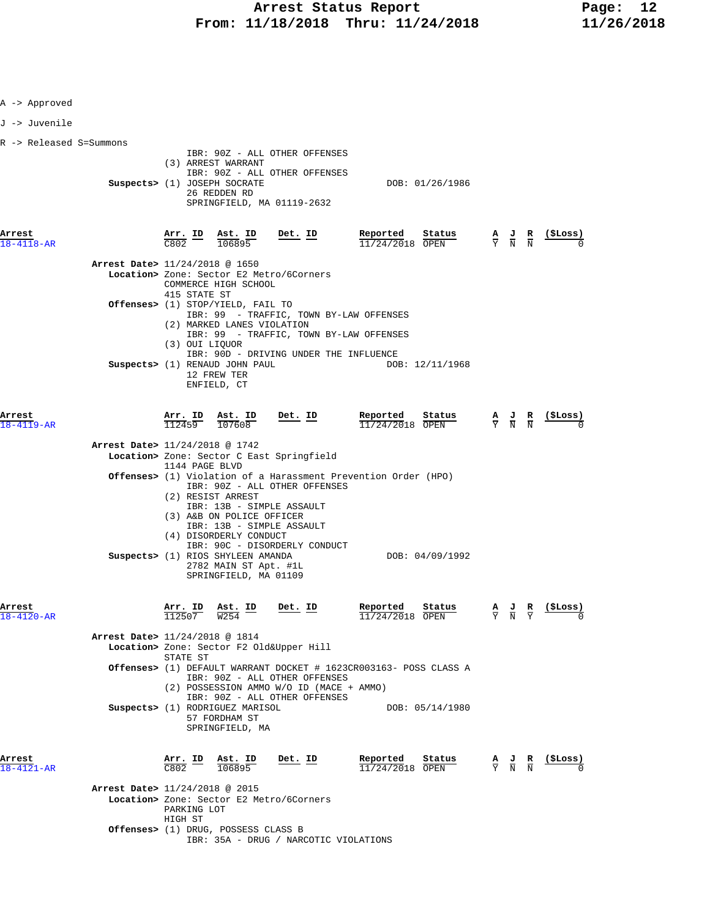A -> Approved

J -> Juvenile

R -> Released S=Summons

IBR: 90Z - ALL OTHER OFFENSES
(3) ARREST WARRANT
IBR: 90Z - ALL OTHER OFFENSES

**Suspects>** (1) JOSEPH SOCRATE DOB: 01/26/1986
26 REDDEN RD
SPRINGFIELD, MA 01119-2632

| Arrest | Arr. ID | Ast. ID | Det. ID | Reported | Status | A | J | R | ($Loss) |
|---|---|---|---|---|---|---|---|---|---|
| 18-4118-AR | C802 | 106895 | | 11/24/2018 | OPEN | Y | N | N | 0 |

**Arrest Date>** 11/24/2018 @ 1650
**Location>** Zone: Sector E2 Metro/6Corners
COMMERCE HIGH SCHOOL
415 STATE ST
**Offenses>** (1) STOP/YIELD, FAIL TO
IBR: 99 - TRAFFIC, TOWN BY-LAW OFFENSES
(2) MARKED LANES VIOLATION
IBR: 99 - TRAFFIC, TOWN BY-LAW OFFENSES
(3) OUI LIQUOR
IBR: 90D - DRIVING UNDER THE INFLUENCE
**Suspects>** (1) RENAUD JOHN PAUL DOB: 12/11/1968
12 FREW TER
ENFIELD, CT

| Arrest | Arr. ID | Ast. ID | Det. ID | Reported | Status | A | J | R | ($Loss) |
|---|---|---|---|---|---|---|---|---|---|
| 18-4119-AR | 112459 | 107608 | | 11/24/2018 | OPEN | Y | N | N | 0 |

**Arrest Date>** 11/24/2018 @ 1742
**Location>** Zone: Sector C East Springfield
1144 PAGE BLVD
**Offenses>** (1) Violation of a Harassment Prevention Order (HPO)
IBR: 90Z - ALL OTHER OFFENSES
(2) RESIST ARREST
IBR: 13B - SIMPLE ASSAULT
(3) A&B ON POLICE OFFICER
IBR: 13B - SIMPLE ASSAULT
(4) DISORDERLY CONDUCT
IBR: 90C - DISORDERLY CONDUCT
**Suspects>** (1) RIOS SHYLEEN AMANDA DOB: 04/09/1992
2782 MAIN ST Apt. #1L
SPRINGFIELD, MA 01109

| Arrest | Arr. ID | Ast. ID | Det. ID | Reported | Status | A | J | R | ($Loss) |
|---|---|---|---|---|---|---|---|---|---|
| 18-4120-AR | 112507 | W254 | | 11/24/2018 | OPEN | Y | N | Y | 0 |

**Arrest Date>** 11/24/2018 @ 1814
**Location>** Zone: Sector F2 Old&Upper Hill
STATE ST
**Offenses>** (1) DEFAULT WARRANT DOCKET # 1623CR003163- POSS CLASS A
IBR: 90Z - ALL OTHER OFFENSES
(2) POSSESSION AMMO W/O ID (MACE + AMMO)
IBR: 90Z - ALL OTHER OFFENSES
**Suspects>** (1) RODRIGUEZ MARISOL DOB: 05/14/1980
57 FORDHAM ST
SPRINGFIELD, MA

| Arrest | Arr. ID | Ast. ID | Det. ID | Reported | Status | A | J | R | ($Loss) |
|---|---|---|---|---|---|---|---|---|---|
| 18-4121-AR | C802 | 106895 | | 11/24/2018 | OPEN | Y | N | N | 0 |

**Arrest Date>** 11/24/2018 @ 2015
**Location>** Zone: Sector E2 Metro/6Corners
PARKING LOT
HIGH ST
**Offenses>** (1) DRUG, POSSESS CLASS B
IBR: 35A - DRUG / NARCOTIC VIOLATIONS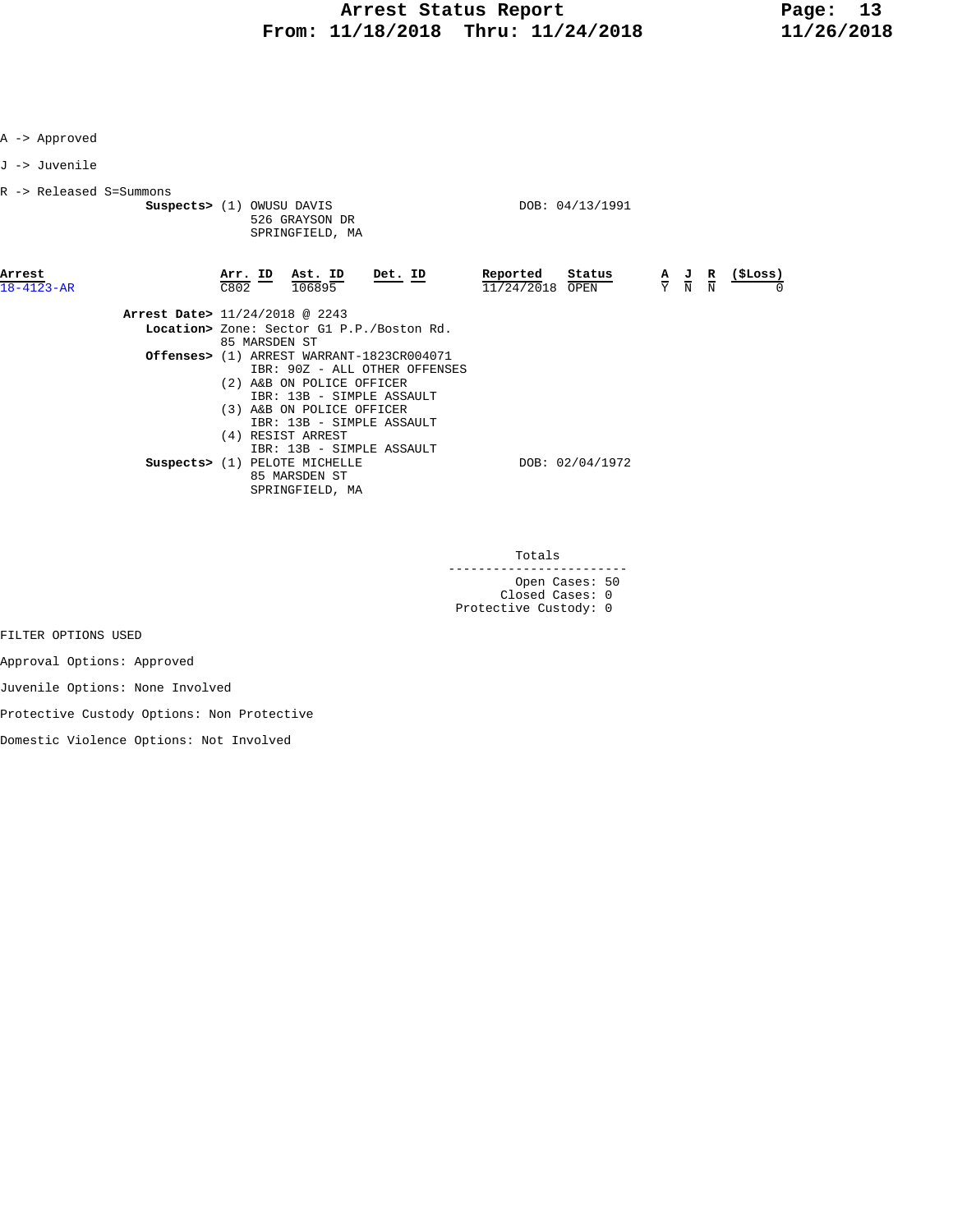A -> Approved

J -> Juvenile

R -> Released S=Summons

**Suspects>** (1) OWUSU DAVIS DOB: 04/13/1991
526 GRAYSON DR
SPRINGFIELD, MA

| Arrest | Arr. ID | Ast. ID | Det. ID | Reported | Status | A | J | R | ($Loss) |
|---|---|---|---|---|---|---|---|---|---|
| 18-4123-AR | C802 | 106895 | | 11/24/2018 | OPEN | Y | N | N | 0 |

**Arrest Date>** 11/24/2018 @ 2243

**Location>** Zone: Sector G1 P.P./Boston Rd.
85 MARSDEN ST

**Offenses>** (1) ARREST WARRANT-1823CR004071
IBR: 90Z - ALL OTHER OFFENSES
(2) A&B ON POLICE OFFICER
IBR: 13B - SIMPLE ASSAULT
(3) A&B ON POLICE OFFICER
IBR: 13B - SIMPLE ASSAULT
(4) RESIST ARREST
IBR: 13B - SIMPLE ASSAULT

**Suspects>** (1) PELOTE MICHELLE DOB: 02/04/1972
85 MARSDEN ST
SPRINGFIELD, MA

Totals

Open Cases: 50
Closed Cases: 0
Protective Custody: 0

FILTER OPTIONS USED

Approval Options: Approved

Juvenile Options: None Involved

Protective Custody Options: Non Protective

Domestic Violence Options: Not Involved